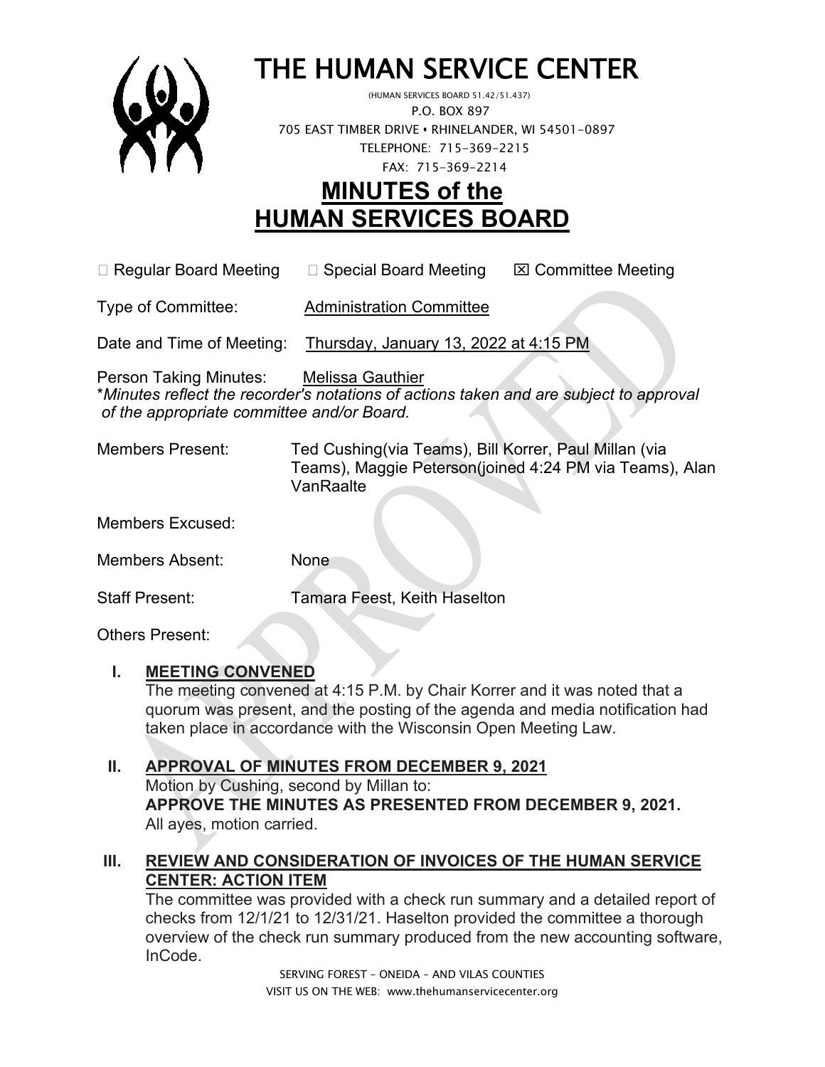# THE HUMAN SERVICE CENTER

(HUMAN SERVICES BOARD 51.42/51.437)
P.O. BOX 897
705 EAST TIMBER DRIVE • RHINELANDER, WI 54501-0897
TELEPHONE: 715-369-2215
FAX: 715-369-2214

# MINUTES of the HUMAN SERVICES BOARD

☐ Regular Board Meeting ☐ Special Board Meeting ☒ Committee Meeting

Type of Committee: Administration Committee

Date and Time of Meeting: Thursday, January 13, 2022 at 4:15 PM

Person Taking Minutes: Melissa Gauthier

**\****Minutes reflect the recorder's notations of actions taken and are subject to approval of the appropriate committee and/or Board.*

Members Present: Ted Cushing(via Teams), Bill Korrer, Paul Millan (via Teams), Maggie Peterson(joined 4:24 PM via Teams), Alan VanRaalte

Members Excused:

Members Absent: None

Staff Present: Tamara Feest, Keith Haselton

Others Present:

## I. MEETING CONVENED

The meeting convened at 4:15 P.M. by Chair Korrer and it was noted that a quorum was present, and the posting of the agenda and media notification had taken place in accordance with the Wisconsin Open Meeting Law.

## II. APPROVAL OF MINUTES FROM DECEMBER 9, 2021

Motion by Cushing, second by Millan to:

**APPROVE THE MINUTES AS PRESENTED FROM DECEMBER 9, 2021.**

All ayes, motion carried.

## III. REVIEW AND CONSIDERATION OF INVOICES OF THE HUMAN SERVICE CENTER: ACTION ITEM

The committee was provided with a check run summary and a detailed report of checks from 12/1/21 to 12/31/21. Haselton provided the committee a thorough overview of the check run summary produced from the new accounting software, InCode.

SERVING FOREST – ONEIDA – AND VILAS COUNTIES
VISIT US ON THE WEB: www.thehumanservicecenter.org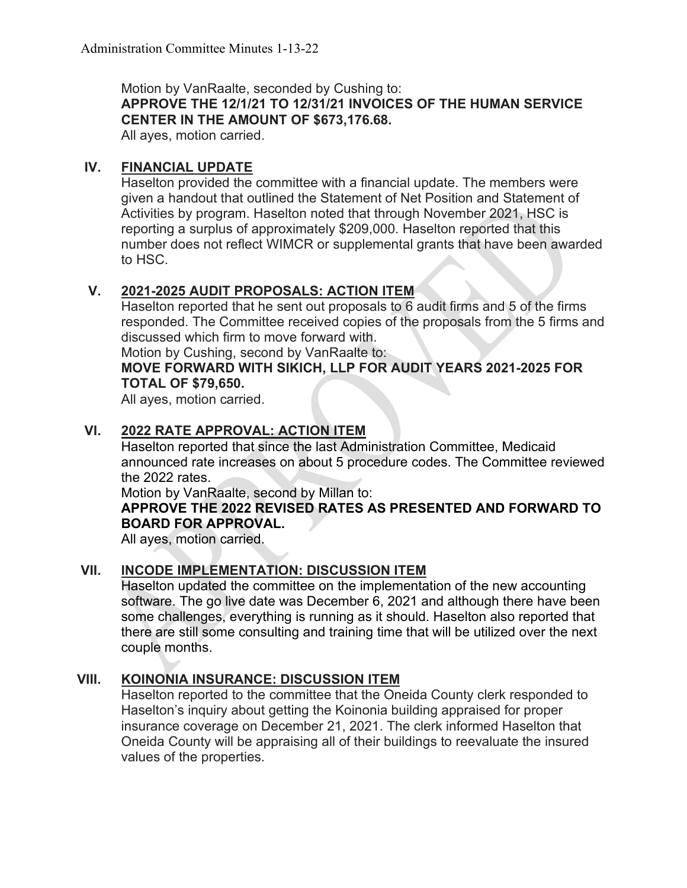Motion by VanRaalte, seconded by Cushing to:
**APPROVE THE 12/1/21 TO 12/31/21 INVOICES OF THE HUMAN SERVICE CENTER IN THE AMOUNT OF $673,176.68.**
All ayes, motion carried.

## IV. FINANCIAL UPDATE

Haselton provided the committee with a financial update. The members were given a handout that outlined the Statement of Net Position and Statement of Activities by program. Haselton noted that through November 2021, HSC is reporting a surplus of approximately $209,000. Haselton reported that this number does not reflect WIMCR or supplemental grants that have been awarded to HSC.

## V. 2021-2025 AUDIT PROPOSALS: ACTION ITEM

Haselton reported that he sent out proposals to 6 audit firms and 5 of the firms responded. The Committee received copies of the proposals from the 5 firms and discussed which firm to move forward with.
Motion by Cushing, second by VanRaalte to:
**MOVE FORWARD WITH SIKICH, LLP FOR AUDIT YEARS 2021-2025 FOR TOTAL OF $79,650.**
All ayes, motion carried.

## VI. 2022 RATE APPROVAL: ACTION ITEM

Haselton reported that since the last Administration Committee, Medicaid announced rate increases on about 5 procedure codes. The Committee reviewed the 2022 rates.
Motion by VanRaalte, second by Millan to:
**APPROVE THE 2022 REVISED RATES AS PRESENTED AND FORWARD TO BOARD FOR APPROVAL.**
All ayes, motion carried.

## VII. INCODE IMPLEMENTATION: DISCUSSION ITEM

Haselton updated the committee on the implementation of the new accounting software. The go live date was December 6, 2021 and although there have been some challenges, everything is running as it should. Haselton also reported that there are still some consulting and training time that will be utilized over the next couple months.

## VIII. KOINONIA INSURANCE: DISCUSSION ITEM

Haselton reported to the committee that the Oneida County clerk responded to Haselton's inquiry about getting the Koinonia building appraised for proper insurance coverage on December 21, 2021. The clerk informed Haselton that Oneida County will be appraising all of their buildings to reevaluate the insured values of the properties.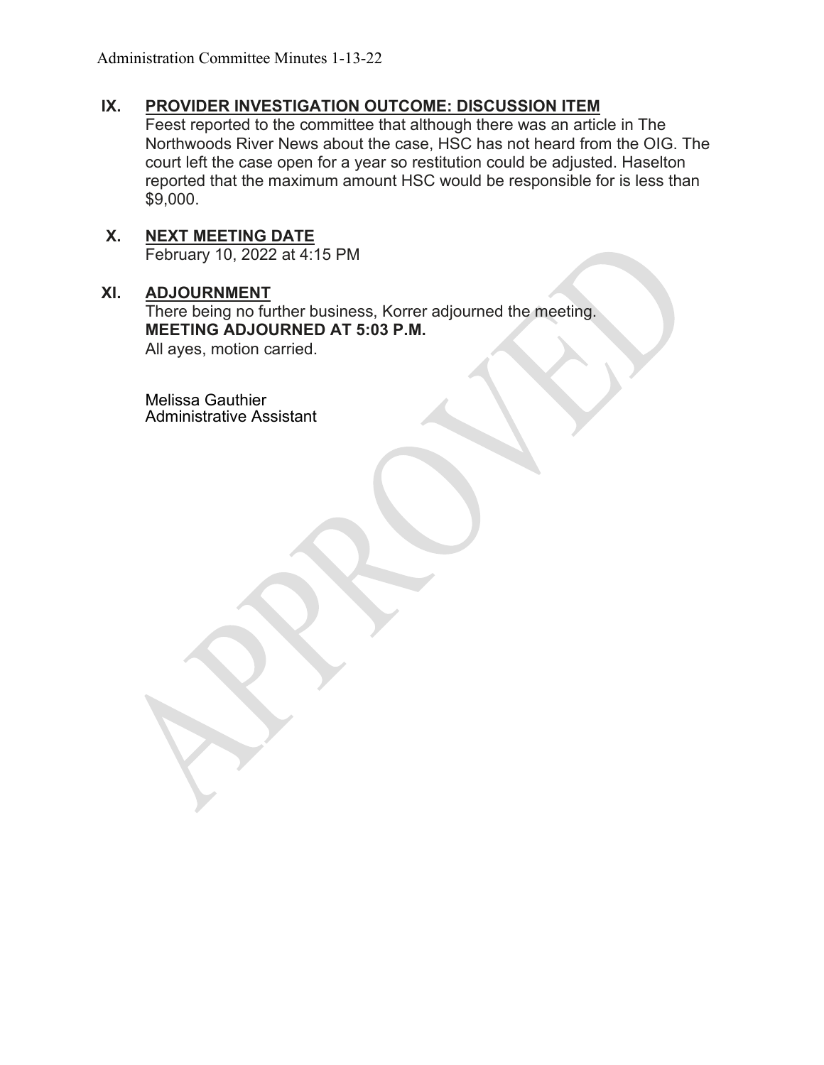## IX. PROVIDER INVESTIGATION OUTCOME: DISCUSSION ITEM

Feest reported to the committee that although there was an article in The Northwoods River News about the case, HSC has not heard from the OIG. The court left the case open for a year so restitution could be adjusted. Haselton reported that the maximum amount HSC would be responsible for is less than $9,000.

## X. NEXT MEETING DATE

February 10, 2022 at 4:15 PM

## XI. ADJOURNMENT

There being no further business, Korrer adjourned the meeting.
**MEETING ADJOURNED AT 5:03 P.M.**
All ayes, motion carried.

Melissa Gauthier
Administrative Assistant